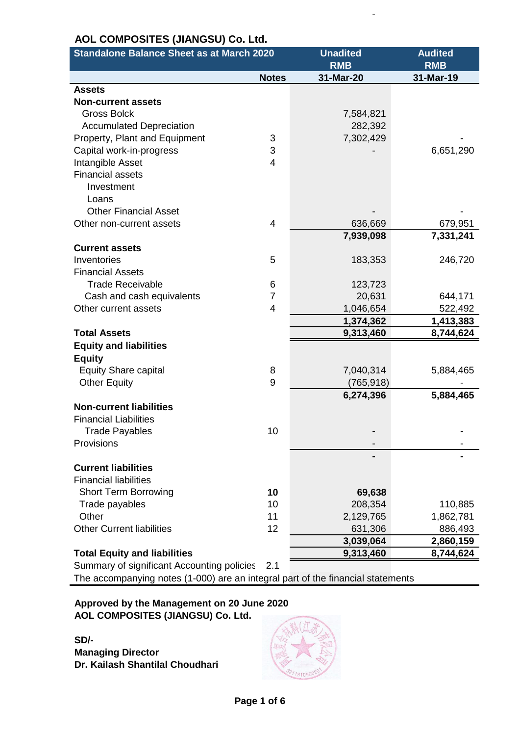## AOL COMPOSITES (JIANGSU) Co. Ltd.

| Standalone Balance Sheet as at March 2020 | | Unadited RMB | Audited RMB |
|---|---|---|---|
| | **Notes** | **31-Mar-20** | **31-Mar-19** |
| **Assets** | | | |
| **Non-current assets** | | | |
| Gross Bolck | | 7,584,821 | |
| Accumulated Depreciation | | 282,392 | |
| Property, Plant and Equipment | 3 | 7,302,429 | - |
| Capital work-in-progress | 3 | - | 6,651,290 |
| Intangible Asset | 4 | | |
| Financial assets | | | |
| Investment | | | |
| Loans | | | |
| Other Financial Asset | | - | - |
| Other non-current assets | 4 | 636,669 | 679,951 |
| | | **7,939,098** | **7,331,241** |
| **Current assets** | | | |
| Inventories | 5 | 183,353 | 246,720 |
| Financial Assets | | | |
| Trade Receivable | 6 | 123,723 | |
| Cash and cash equivalents | 7 | 20,631 | 644,171 |
| Other current assets | 4 | 1,046,654 | 522,492 |
| | | **1,374,362** | **1,413,383** |
| **Total Assets** | | **9,313,460** | **8,744,624** |
| **Equity and liabilities** | | | |
| **Equity** | | | |
| Equity Share capital | 8 | 7,040,314 | 5,884,465 |
| Other Equity | 9 | (765,918) | - |
| | | **6,274,396** | **5,884,465** |
| **Non-current liabilities** | | | |
| Financial Liabilities | | | |
| Trade Payables | 10 | - | - |
| Provisions | | - | - |
| | | **-** | **-** |
| **Current liabilities** | | | |
| Financial liabilities | | | |
| Short Term Borrowing | **10** | **69,638** | |
| Trade payables | 10 | 208,354 | 110,885 |
| Other | 11 | 2,129,765 | 1,862,781 |
| Other Current liabilities | 12 | 631,306 | 886,493 |
| | | **3,039,064** | **2,860,159** |
| **Total Equity and liabilities** | | **9,313,460** | **8,744,624** |
| Summary of significant Accounting policies | 2.1 | | |

The accompanying notes (1-000) are an integral part of the financial statements

**Approved by the Management on 20 June 2020**
**AOL COMPOSITES (JIANGSU) Co. Ltd.**

**SD/-**
**Managing Director**
**Dr. Kailash Shantilal Choudhari**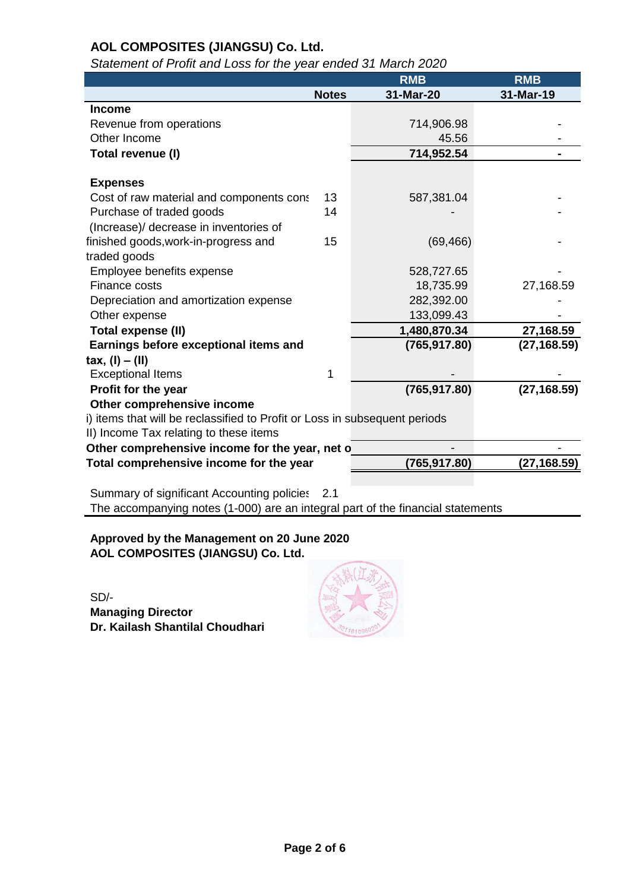## AOL COMPOSITES (JIANGSU) Co. Ltd.

*Statement of Profit and Loss for the year ended 31 March 2020*

| | Notes | RMB 31-Mar-20 | RMB 31-Mar-19 |
|---|---|---|---|
| **Income** | | | |
| Revenue from operations | | 714,906.98 | - |
| Other Income | | 45.56 | - |
| **Total revenue (I)** | | **714,952.54** | **-** |
| | | | |
| **Expenses** | | | |
| Cost of raw material and components cons | 13 | 587,381.04 | - |
| Purchase of traded goods | 14 | - | - |
| (Increase)/ decrease in inventories of finished goods,work-in-progress and traded goods | 15 | (69,466) | - |
| Employee benefits expense | | 528,727.65 | - |
| Finance costs | | 18,735.99 | 27,168.59 |
| Depreciation and amortization expense | | 282,392.00 | - |
| Other expense | | 133,099.43 | - |
| **Total expense (II)** | | **1,480,870.34** | **27,168.59** |
| **Earnings before exceptional items and tax, (I) – (II)** | | **(765,917.80)** | **(27,168.59)** |
| Exceptional Items | 1 | - | - |
| **Profit for the year** | | **(765,917.80)** | **(27,168.59)** |
| **Other comprehensive income** | | | |
| i) items that will be reclassified to Profit or Loss in subsequent periods | | | |
| II) Income Tax relating to these items | | | |
| **Other comprehensive income for the year, net o** | | - | - |
| **Total comprehensive income for the year** | | **(765,917.80)** | **(27,168.59)** |

Summary of significant Accounting policies 2.1

The accompanying notes (1-000) are an integral part of the financial statements

**Approved by the Management on 20 June 2020**
**AOL COMPOSITES (JIANGSU) Co. Ltd.**

SD/-
**Managing Director**
**Dr. Kailash Shantilal Choudhari**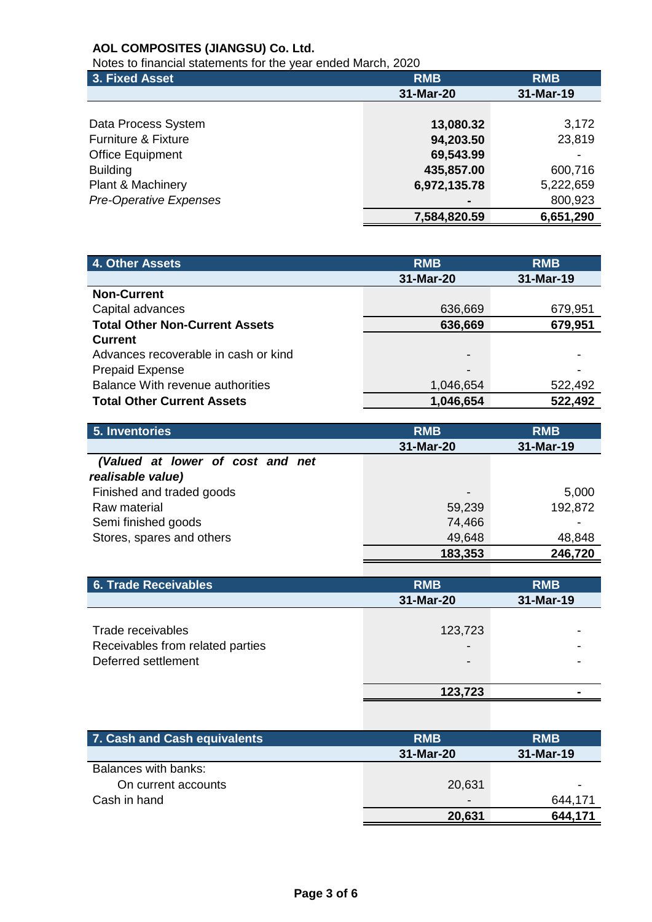**AOL COMPOSITES (JIANGSU) Co. Ltd.**

Notes to financial statements for the year ended March, 2020

| 3. Fixed Asset | RMB | RMB |
|---|---|---|
| | 31-Mar-20 | 31-Mar-19 |
| Data Process System | **13,080.32** | 3,172 |
| Furniture & Fixture | **94,203.50** | 23,819 |
| Office Equipment | **69,543.99** | - |
| Building | **435,857.00** | 600,716 |
| Plant & Machinery | **6,972,135.78** | 5,222,659 |
| *Pre-Operative Expenses* | **-** | 800,923 |
| | **7,584,820.59** | **6,651,290** |

| 4. Other Assets | RMB | RMB |
|---|---|---|
| | 31-Mar-20 | 31-Mar-19 |
| **Non-Current** | | |
| Capital advances | 636,669 | 679,951 |
| **Total Other Non-Current Assets** | **636,669** | **679,951** |
| **Current** | | |
| Advances recoverable in cash or kind | - | - |
| Prepaid Expense | - | - |
| Balance With revenue authorities | 1,046,654 | 522,492 |
| **Total Other Current Assets** | **1,046,654** | **522,492** |

| 5. Inventories | RMB | RMB |
|---|---|---|
| | 31-Mar-20 | 31-Mar-19 |
| ***(Valued at lower of cost and net realisable value)*** | | |
| Finished and traded goods | - | 5,000 |
| Raw material | 59,239 | 192,872 |
| Semi finished goods | 74,466 | - |
| Stores, spares and others | 49,648 | 48,848 |
| | **183,353** | **246,720** |

| 6. Trade Receivables | RMB | RMB |
|---|---|---|
| | 31-Mar-20 | 31-Mar-19 |
| Trade receivables | 123,723 | - |
| Receivables from related parties | - | - |
| Deferred settlement | - | - |
| | **123,723** | **-** |

| 7. Cash and Cash equivalents | RMB | RMB |
|---|---|---|
| | 31-Mar-20 | 31-Mar-19 |
| Balances with banks: | | |
| On current accounts | 20,631 | - |
| Cash in hand | - | 644,171 |
| | **20,631** | **644,171** |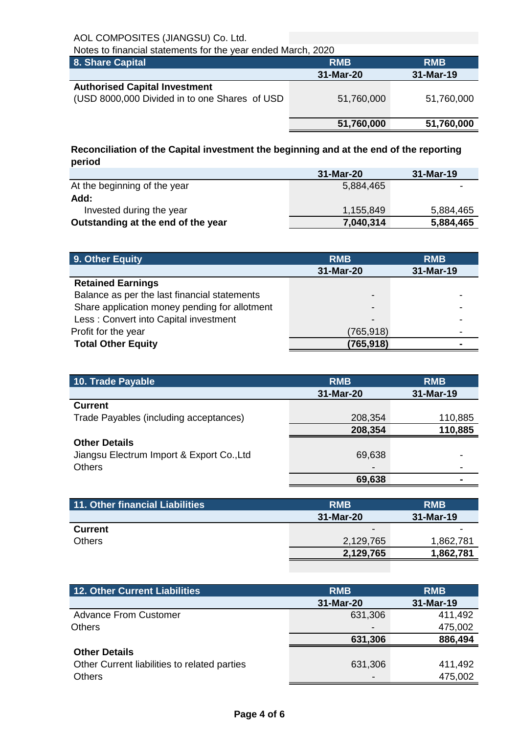AOL COMPOSITES (JIANGSU) Co. Ltd.

Notes to financial statements for the year ended March, 2020

| 8. Share Capital | RMB | RMB |
|---|---|---|
| | 31-Mar-20 | 31-Mar-19 |
| **Authorised Capital Investment** | | |
| (USD 8000,000 Divided in to one Shares of USD | 51,760,000 | 51,760,000 |
| | **51,760,000** | **51,760,000** |

**Reconciliation of the Capital investment the beginning and at the end of the reporting period**

| | 31-Mar-20 | 31-Mar-19 |
|---|---|---|
| At the beginning of the year | 5,884,465 | - |
| **Add:** | | |
| Invested during the year | 1,155,849 | 5,884,465 |
| **Outstanding at the end of the year** | **7,040,314** | **5,884,465** |

| 9. Other Equity | RMB | RMB |
|---|---|---|
| | 31-Mar-20 | 31-Mar-19 |
| **Retained Earnings** | | |
| Balance as per the last financial statements | - | - |
| Share application money pending for allotment | - | - |
| Less : Convert into Capital investment | - | - |
| Profit for the year | (765,918) | - |
| **Total Other Equity** | **(765,918)** | **-** |

| 10. Trade Payable | RMB | RMB |
|---|---|---|
| | 31-Mar-20 | 31-Mar-19 |
| **Current** | | |
| Trade Payables (including acceptances) | 208,354 | 110,885 |
| | **208,354** | **110,885** |
| **Other Details** | | |
| Jiangsu Electrum Import & Export Co.,Ltd | 69,638 | - |
| Others | - | - |
| | **69,638** | **-** |

| 11. Other financial Liabilities | RMB | RMB |
|---|---|---|
| | 31-Mar-20 | 31-Mar-19 |
| **Current** | - | - |
| Others | 2,129,765 | 1,862,781 |
| | **2,129,765** | **1,862,781** |

| 12. Other Current Liabilities | RMB | RMB |
|---|---|---|
| | 31-Mar-20 | 31-Mar-19 |
| Advance From Customer | 631,306 | 411,492 |
| Others | - | 475,002 |
| | **631,306** | **886,494** |
| **Other Details** | | |
| Other Current liabilities to related parties | 631,306 | 411,492 |
| Others | - | 475,002 |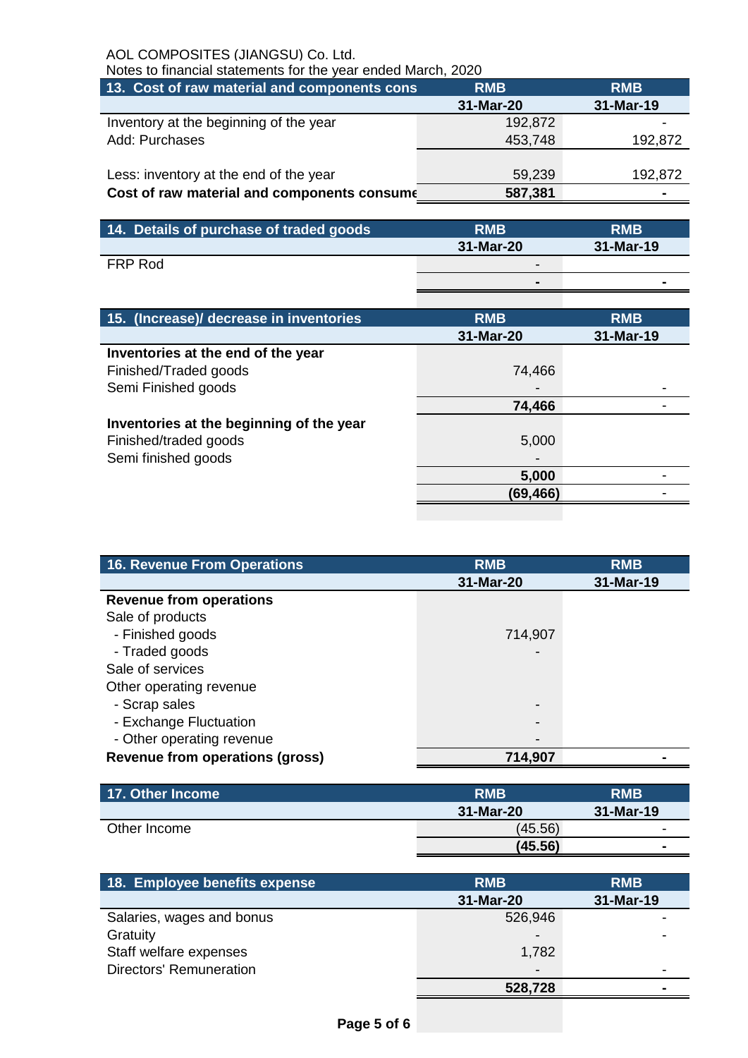AOL COMPOSITES (JIANGSU) Co. Ltd.

Notes to financial statements for the year ended March, 2020

| 13. Cost of raw material and components cons | RMB | RMB |
|---|---|---|
| | 31-Mar-20 | 31-Mar-19 |
| Inventory at the beginning of the year | 192,872 | - |
| Add: Purchases | 453,748 | 192,872 |
| | | |
| Less: inventory at the end of the year | 59,239 | 192,872 |
| **Cost of raw material and components consume** | **587,381** | **-** |

| 14. Details of purchase of traded goods | RMB | RMB |
|---|---|---|
| | 31-Mar-20 | 31-Mar-19 |
| FRP Rod | - | |
| | **-** | **-** |

| 15. (Increase)/ decrease in inventories | RMB | RMB |
|---|---|---|
| | 31-Mar-20 | 31-Mar-19 |
| **Inventories at the end of the year** | | |
| Finished/Traded goods | 74,466 | |
| Semi Finished goods | - | - |
| | **74,466** | - |
| **Inventories at the beginning of the year** | | |
| Finished/traded goods | 5,000 | |
| Semi finished goods | - | |
| | **5,000** | - |
| | **(69,466)** | - |

| 16. Revenue From Operations | RMB | RMB |
|---|---|---|
| | 31-Mar-20 | 31-Mar-19 |
| **Revenue from operations** | | |
| Sale of products | | |
| - Finished goods | 714,907 | |
| - Traded goods | - | |
| Sale of services | | |
| Other operating revenue | | |
| - Scrap sales | - | |
| - Exchange Fluctuation | - | |
| - Other operating revenue | - | |
| **Revenue from operations (gross)** | **714,907** | **-** |

| 17. Other Income | RMB | RMB |
|---|---|---|
| | 31-Mar-20 | 31-Mar-19 |
| Other Income | (45.56) | - |
| | **(45.56)** | **-** |

| 18. Employee benefits expense | RMB | RMB |
|---|---|---|
| | 31-Mar-20 | 31-Mar-19 |
| Salaries, wages and bonus | 526,946 | - |
| Gratuity | - | - |
| Staff welfare expenses | 1,782 | |
| Directors' Remuneration | - | - |
| | **528,728** | **-** |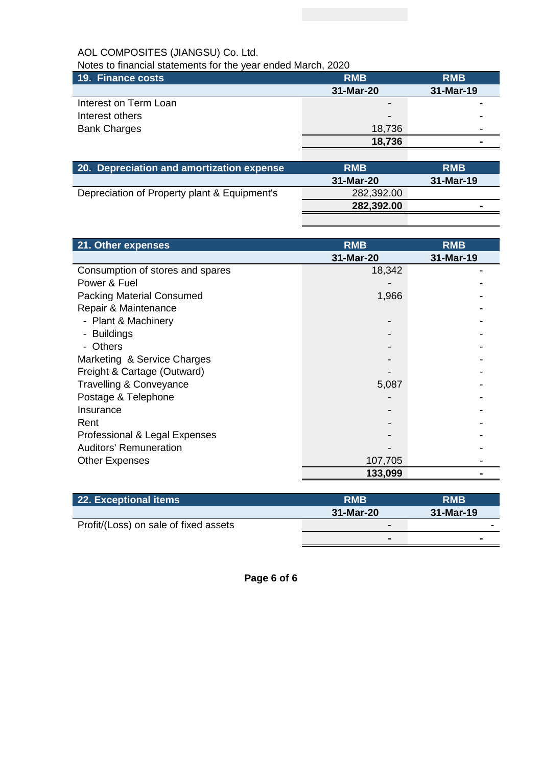AOL COMPOSITES (JIANGSU) Co. Ltd.

Notes to financial statements for the year ended March, 2020

| 19. Finance costs | RMB | RMB |
|---|---|---|
| | 31-Mar-20 | 31-Mar-19 |
| Interest on Term Loan | - | - |
| Interest others | - | - |
| Bank Charges | 18,736 | - |
| | **18,736** | **-** |

| 20. Depreciation and amortization expense | RMB | RMB |
|---|---|---|
| | 31-Mar-20 | 31-Mar-19 |
| Depreciation of Property plant & Equipment's | 282,392.00 | |
| | **282,392.00** | **-** |

| 21. Other expenses | RMB | RMB |
|---|---|---|
| | 31-Mar-20 | 31-Mar-19 |
| Consumption of stores and spares | 18,342 | - |
| Power & Fuel | - | - |
| Packing Material Consumed | 1,966 | - |
| Repair & Maintenance | | - |
| - Plant & Machinery | - | - |
| - Buildings | - | - |
| - Others | - | - |
| Marketing & Service Charges | - | - |
| Freight & Cartage (Outward) | - | - |
| Travelling & Conveyance | 5,087 | - |
| Postage & Telephone | - | - |
| Insurance | - | - |
| Rent | - | - |
| Professional & Legal Expenses | - | - |
| Auditors' Remuneration | - | - |
| Other Expenses | 107,705 | - |
| | **133,099** | **-** |

| 22. Exceptional items | RMB | RMB |
|---|---|---|
| | 31-Mar-20 | 31-Mar-19 |
| Profit/(Loss) on sale of fixed assets | - | - |
| | **-** | **-** |